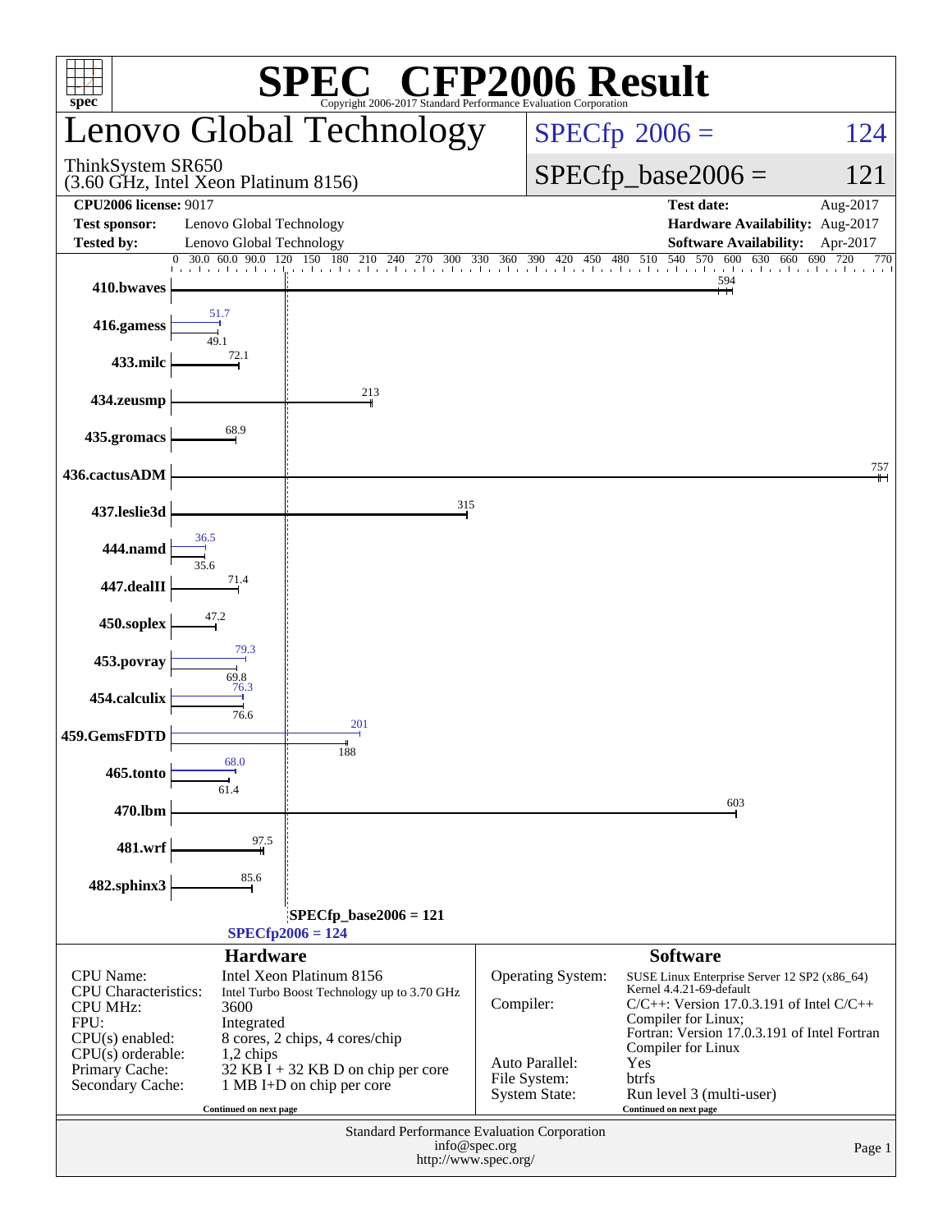# SPEC CFP2006 Result

Copyright 2006-2017 Standard Performance Evaluation Corporation

## Lenovo Global Technology

ThinkSystem SR650
(3.60 GHz, Intel Xeon Platinum 8156)

**SPECfp 2006 = 124**

**SPECfp_base2006 = 121**

| | | | |
|---|---|---|---|
| **CPU2006 license:** 9017 | | **Test date:** | Aug-2017 |
| **Test sponsor:** | Lenovo Global Technology | **Hardware Availability:** | Aug-2017 |
| **Tested by:** | Lenovo Global Technology | **Software Availability:** | Apr-2017 |

| Benchmark | Base | Peak |
|---|---|---|
| 410.bwaves | 594 | |
| 416.gamess | 49.1 | 51.7 |
| 433.milc | 72.1 | |
| 434.zeusmp | 213 | |
| 435.gromacs | 68.9 | |
| 436.cactusADM | 757 | |
| 437.leslie3d | 315 | |
| 444.namd | 35.6 | 36.5 |
| 447.dealII | 71.4 | |
| 450.soplex | 47.2 | |
| 453.povray | 69.8 | 79.3 |
| 454.calculix | 76.6 | 76.3 |
| 459.GemsFDTD | 188 | 201 |
| 465.tonto | 61.4 | 68.0 |
| 470.lbm | 603 | |
| 481.wrf | 97.5 | |
| 482.sphinx3 | 85.6 | |

SPECfp_base2006 = 121
SPECfp2006 = 124

### Hardware

| | |
|---|---|
| CPU Name: | Intel Xeon Platinum 8156 |
| CPU Characteristics: | Intel Turbo Boost Technology up to 3.70 GHz |
| CPU MHz: | 3600 |
| FPU: | Integrated |
| CPU(s) enabled: | 8 cores, 2 chips, 4 cores/chip |
| CPU(s) orderable: | 1,2 chips |
| Primary Cache: | 32 KB I + 32 KB D on chip per core |
| Secondary Cache: | 1 MB I+D on chip per core |

Continued on next page

### Software

| | |
|---|---|
| Operating System: | SUSE Linux Enterprise Server 12 SP2 (x86_64) Kernel 4.4.21-69-default |
| Compiler: | C/C++: Version 17.0.3.191 of Intel C/C++ Compiler for Linux; Fortran: Version 17.0.3.191 of Intel Fortran Compiler for Linux |
| Auto Parallel: | Yes |
| File System: | btrfs |
| System State: | Run level 3 (multi-user) |

Continued on next page

Standard Performance Evaluation Corporation
info@spec.org
http://www.spec.org/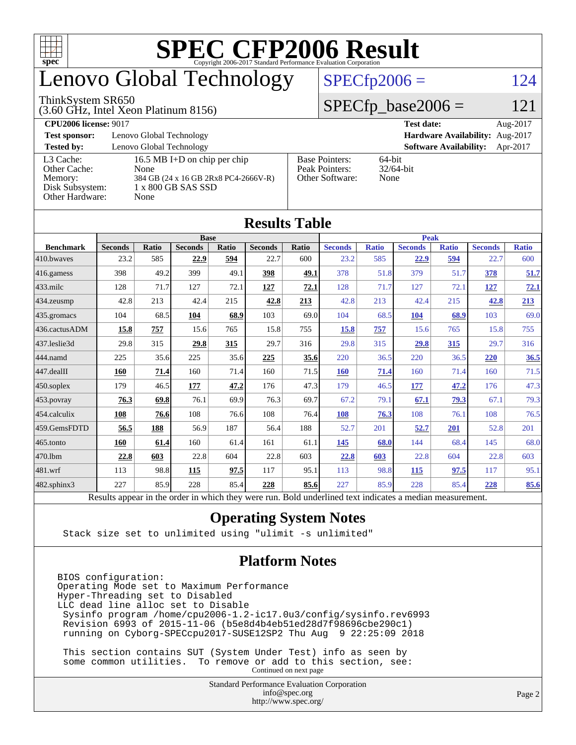# SPEC CFP2006 Result

Copyright 2006-2017 Standard Performance Evaluation Corporation

## Lenovo Global Technology

ThinkSystem SR650
(3.60 GHz, Intel Xeon Platinum 8156)

SPECfp2006 = 124

SPECfp_base2006 = 121

| | | | |
|---|---|---|---|
| **CPU2006 license:** 9017 | | **Test date:** | Aug-2017 |
| **Test sponsor:** | Lenovo Global Technology | **Hardware Availability:** | Aug-2017 |
| **Tested by:** | Lenovo Global Technology | **Software Availability:** | Apr-2017 |

| | |
|---|---|
| L3 Cache: | 16.5 MB I+D on chip per chip |
| Other Cache: | None |
| Memory: | 384 GB (24 x 16 GB 2Rx8 PC4-2666V-R) |
| Disk Subsystem: | 1 x 800 GB SAS SSD |
| Other Hardware: | None |

| | |
|---|---|
| Base Pointers: | 64-bit |
| Peak Pointers: | 32/64-bit |
| Other Software: | None |

## Results Table

| Benchmark | Base | | | | | | Peak | | | | | |
|---|---|---|---|---|---|---|---|---|---|---|---|---|
| | Seconds | Ratio | Seconds | Ratio | Seconds | Ratio | Seconds | Ratio | Seconds | Ratio | Seconds | Ratio |
| 410.bwaves | 23.2 | 585 | **22.9** | **594** | 22.7 | 600 | 23.2 | 585 | **22.9** | **594** | 22.7 | 600 |
| 416.gamess | 398 | 49.2 | 399 | 49.1 | **398** | **49.1** | 378 | 51.8 | 379 | 51.7 | **378** | **51.7** |
| 433.milc | 128 | 71.7 | 127 | 72.1 | **127** | **72.1** | 128 | 71.7 | 127 | 72.1 | **127** | **72.1** |
| 434.zeusmp | 42.8 | 213 | 42.4 | 215 | **42.8** | **213** | 42.8 | 213 | 42.4 | 215 | **42.8** | **213** |
| 435.gromacs | 104 | 68.5 | **104** | **68.9** | 103 | 69.0 | 104 | 68.5 | **104** | **68.9** | 103 | 69.0 |
| 436.cactusADM | **15.8** | **757** | 15.6 | 765 | 15.8 | 755 | **15.8** | **757** | 15.6 | 765 | 15.8 | 755 |
| 437.leslie3d | 29.8 | 315 | **29.8** | **315** | 29.7 | 316 | 29.8 | 315 | **29.8** | **315** | 29.7 | 316 |
| 444.namd | 225 | 35.6 | 225 | 35.6 | **225** | **35.6** | 220 | 36.5 | 220 | 36.5 | **220** | **36.5** |
| 447.dealII | **160** | **71.4** | 160 | 71.4 | 160 | 71.5 | **160** | **71.4** | 160 | 71.4 | 160 | 71.5 |
| 450.soplex | 179 | 46.5 | **177** | **47.2** | 176 | 47.3 | 179 | 46.5 | **177** | **47.2** | 176 | 47.3 |
| 453.povray | **76.3** | **69.8** | 76.1 | 69.9 | 76.3 | 69.7 | 67.2 | 79.1 | **67.1** | **79.3** | 67.1 | 79.3 |
| 454.calculix | **108** | **76.6** | 108 | 76.6 | 108 | 76.4 | **108** | **76.3** | 108 | 76.1 | 108 | 76.5 |
| 459.GemsFDTD | **56.5** | **188** | 56.9 | 187 | 56.4 | 188 | 52.7 | 201 | **52.7** | **201** | 52.8 | 201 |
| 465.tonto | **160** | **61.4** | 160 | 61.4 | 161 | 61.1 | **145** | **68.0** | 144 | 68.4 | 145 | 68.0 |
| 470.lbm | **22.8** | **603** | 22.8 | 604 | 22.8 | 603 | **22.8** | **603** | 22.8 | 604 | 22.8 | 603 |
| 481.wrf | 113 | 98.8 | **115** | **97.5** | 117 | 95.1 | 113 | 98.8 | **115** | **97.5** | 117 | 95.1 |
| 482.sphinx3 | 227 | 85.9 | 228 | 85.4 | **228** | **85.6** | 227 | 85.9 | 228 | 85.4 | **228** | **85.6** |

Results appear in the order in which they were run. Bold underlined text indicates a median measurement.

## Operating System Notes

```
Stack size set to unlimited using "ulimit -s unlimited"
```

## Platform Notes

```
BIOS configuration:
Operating Mode set to Maximum Performance
Hyper-Threading set to Disabled
LLC dead line alloc set to Disable
 Sysinfo program /home/cpu2006-1.2-ic17.0u3/config/sysinfo.rev6993
 Revision 6993 of 2015-11-06 (b5e8d4b4eb51ed28d7f98696cbe290c1)
 running on Cyborg-SPECcpu2017-SUSE12SP2 Thu Aug  9 22:25:09 2018

 This section contains SUT (System Under Test) info as seen by
 some common utilities.  To remove or add to this section, see:
```

Continued on next page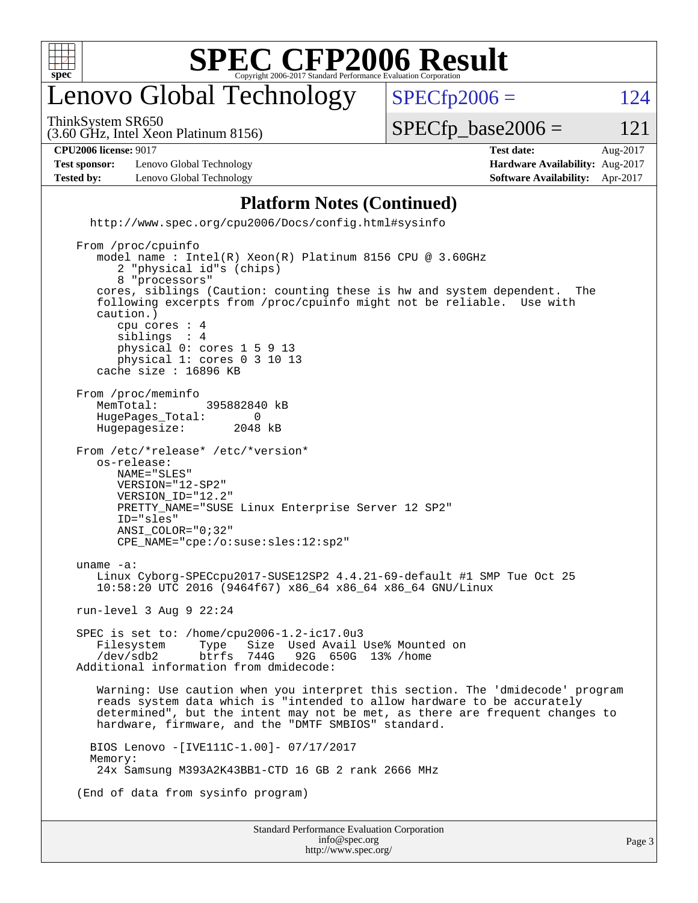# SPEC CFP2006 Result

Copyright 2006-2017 Standard Performance Evaluation Corporation

## Lenovo Global Technology

ThinkSystem SR650
(3.60 GHz, Intel Xeon Platinum 8156)

SPECfp2006 = 124

SPECfp_base2006 = 121

| | | | |
|---|---|---|---|
| **CPU2006 license:** 9017 | | **Test date:** | Aug-2017 |
| **Test sponsor:** | Lenovo Global Technology | **Hardware Availability:** | Aug-2017 |
| **Tested by:** | Lenovo Global Technology | **Software Availability:** | Apr-2017 |

### Platform Notes (Continued)

```
  http://www.spec.org/cpu2006/Docs/config.html#sysinfo

From /proc/cpuinfo
   model name : Intel(R) Xeon(R) Platinum 8156 CPU @ 3.60GHz
      2 "physical id"s (chips)
      8 "processors"
   cores, siblings (Caution: counting these is hw and system dependent.  The
   following excerpts from /proc/cpuinfo might not be reliable.  Use with
   caution.)
      cpu cores : 4
      siblings  : 4
      physical 0: cores 1 5 9 13
      physical 1: cores 0 3 10 13
   cache size : 16896 KB

From /proc/meminfo
   MemTotal:       395882840 kB
   HugePages_Total:       0
   Hugepagesize:       2048 kB

From /etc/*release* /etc/*version*
   os-release:
      NAME="SLES"
      VERSION="12-SP2"
      VERSION_ID="12.2"
      PRETTY_NAME="SUSE Linux Enterprise Server 12 SP2"
      ID="sles"
      ANSI_COLOR="0;32"
      CPE_NAME="cpe:/o:suse:sles:12:sp2"

uname -a:
   Linux Cyborg-SPECcpu2017-SUSE12SP2 4.4.21-69-default #1 SMP Tue Oct 25
   10:58:20 UTC 2016 (9464f67) x86_64 x86_64 x86_64 GNU/Linux

run-level 3 Aug 9 22:24

SPEC is set to: /home/cpu2006-1.2-ic17.0u3
   Filesystem     Type   Size  Used Avail Use% Mounted on
   /dev/sdb2      btrfs  744G   92G  650G  13% /home
Additional information from dmidecode:

   Warning: Use caution when you interpret this section. The 'dmidecode' program
   reads system data which is "intended to allow hardware to be accurately
   determined", but the intent may not be met, as there are frequent changes to
   hardware, firmware, and the "DMTF SMBIOS" standard.

  BIOS Lenovo -[IVE111C-1.00]- 07/17/2017
  Memory:
   24x Samsung M393A2K43BB1-CTD 16 GB 2 rank 2666 MHz

(End of data from sysinfo program)
```

Standard Performance Evaluation Corporation
info@spec.org
http://www.spec.org/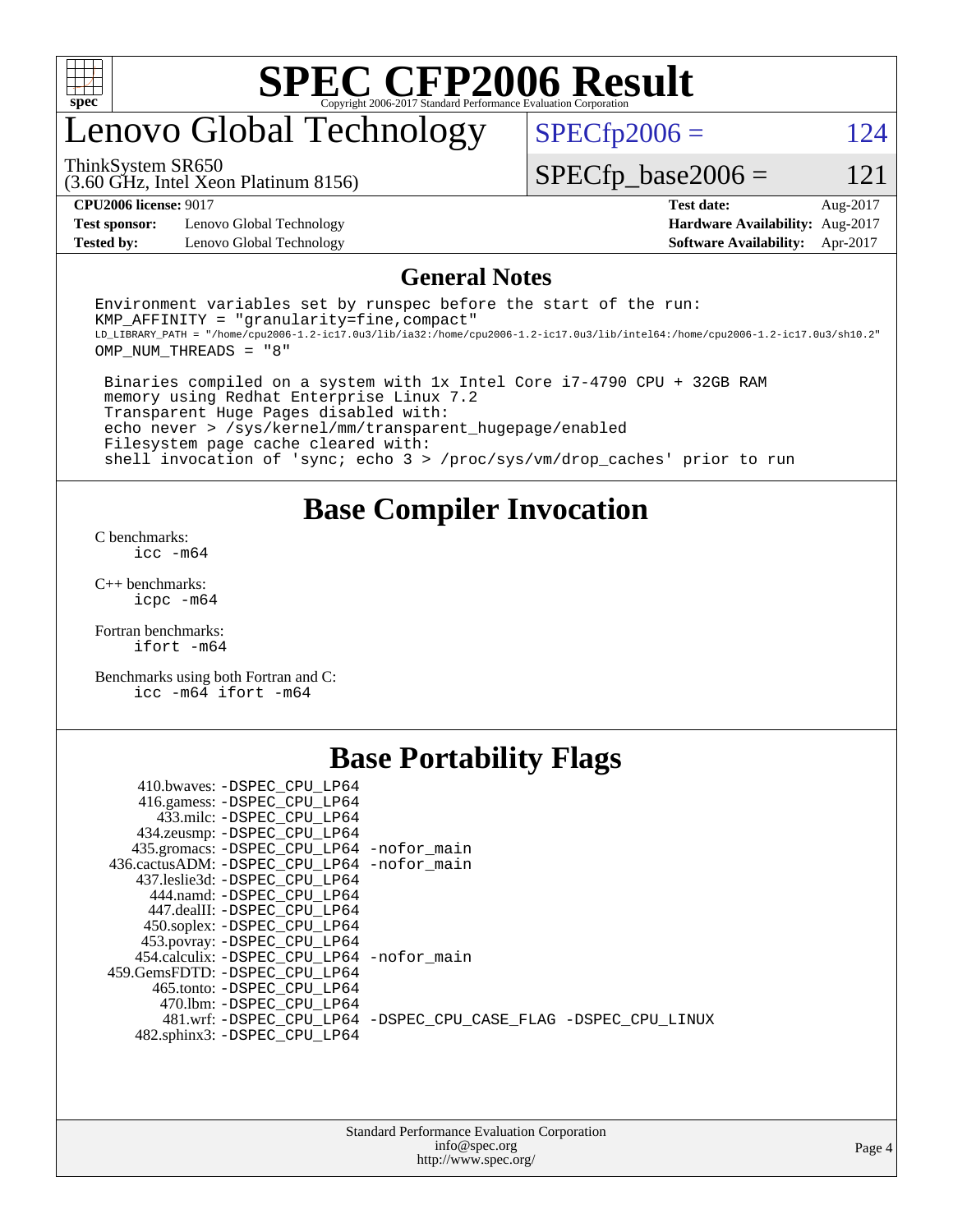# SPEC CFP2006 Result

Copyright 2006-2017 Standard Performance Evaluation Corporation

## Lenovo Global Technology

ThinkSystem SR650
(3.60 GHz, Intel Xeon Platinum 8156)

SPECfp2006 = 124

SPECfp_base2006 = 121

| | | | |
|---|---|---|---|
| **CPU2006 license:** 9017 | | **Test date:** | Aug-2017 |
| **Test sponsor:** | Lenovo Global Technology | **Hardware Availability:** | Aug-2017 |
| **Tested by:** | Lenovo Global Technology | **Software Availability:** | Apr-2017 |

## General Notes

```
Environment variables set by runspec before the start of the run:
KMP_AFFINITY = "granularity=fine,compact"
LD_LIBRARY_PATH = "/home/cpu2006-1.2-ic17.0u3/lib/ia32:/home/cpu2006-1.2-ic17.0u3/lib/intel64:/home/cpu2006-1.2-ic17.0u3/sh10.2"
OMP_NUM_THREADS = "8"

 Binaries compiled on a system with 1x Intel Core i7-4790 CPU + 32GB RAM
 memory using Redhat Enterprise Linux 7.2
 Transparent Huge Pages disabled with:
 echo never > /sys/kernel/mm/transparent_hugepage/enabled
 Filesystem page cache cleared with:
 shell invocation of 'sync; echo 3 > /proc/sys/vm/drop_caches' prior to run
```

## Base Compiler Invocation

C benchmarks:
    icc -m64

C++ benchmarks:
    icpc -m64

Fortran benchmarks:
    ifort -m64

Benchmarks using both Fortran and C:
    icc -m64 ifort -m64

## Base Portability Flags

410.bwaves: -DSPEC_CPU_LP64
416.gamess: -DSPEC_CPU_LP64
433.milc: -DSPEC_CPU_LP64
434.zeusmp: -DSPEC_CPU_LP64
435.gromacs: -DSPEC_CPU_LP64 -nofor_main
436.cactusADM: -DSPEC_CPU_LP64 -nofor_main
437.leslie3d: -DSPEC_CPU_LP64
444.namd: -DSPEC_CPU_LP64
447.dealII: -DSPEC_CPU_LP64
450.soplex: -DSPEC_CPU_LP64
453.povray: -DSPEC_CPU_LP64
454.calculix: -DSPEC_CPU_LP64 -nofor_main
459.GemsFDTD: -DSPEC_CPU_LP64
465.tonto: -DSPEC_CPU_LP64
470.lbm: -DSPEC_CPU_LP64
481.wrf: -DSPEC_CPU_LP64 -DSPEC_CPU_CASE_FLAG -DSPEC_CPU_LINUX
482.sphinx3: -DSPEC_CPU_LP64

Standard Performance Evaluation Corporation
info@spec.org
http://www.spec.org/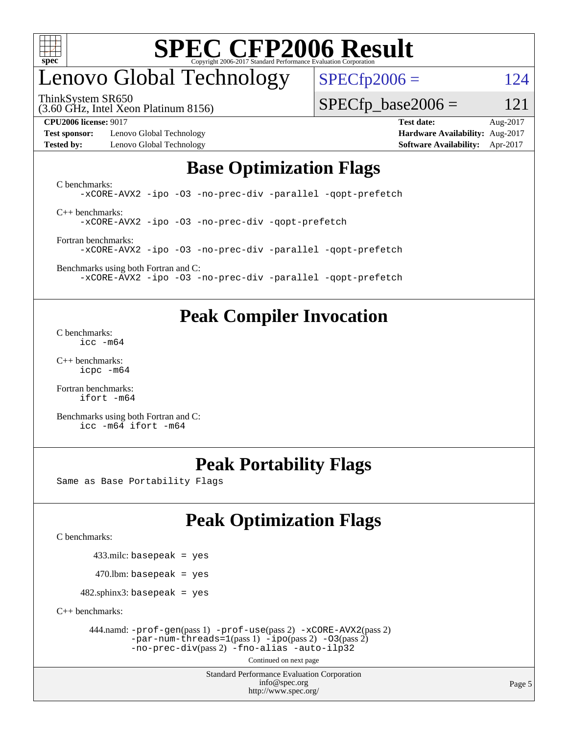# SPEC CFP2006 Result

Copyright 2006-2017 Standard Performance Evaluation Corporation

# Lenovo Global Technology

ThinkSystem SR650
(3.60 GHz, Intel Xeon Platinum 8156)

SPECfp2006 = 124

SPECfp_base2006 = 121

**CPU2006 license:** 9017 | **Test date:** Aug-2017
**Test sponsor:** Lenovo Global Technology | **Hardware Availability:** Aug-2017
**Tested by:** Lenovo Global Technology | **Software Availability:** Apr-2017

## Base Optimization Flags

C benchmarks:
```
-xCORE-AVX2 -ipo -O3 -no-prec-div -parallel -qopt-prefetch
```

C++ benchmarks:
```
-xCORE-AVX2 -ipo -O3 -no-prec-div -qopt-prefetch
```

Fortran benchmarks:
```
-xCORE-AVX2 -ipo -O3 -no-prec-div -parallel -qopt-prefetch
```

Benchmarks using both Fortran and C:
```
-xCORE-AVX2 -ipo -O3 -no-prec-div -parallel -qopt-prefetch
```

## Peak Compiler Invocation

C benchmarks:
```
icc -m64
```

C++ benchmarks:
```
icpc -m64
```

Fortran benchmarks:
```
ifort -m64
```

Benchmarks using both Fortran and C:
```
icc -m64 ifort -m64
```

## Peak Portability Flags

Same as Base Portability Flags

## Peak Optimization Flags

C benchmarks:

433.milc: `basepeak = yes`

470.lbm: `basepeak = yes`

482.sphinx3: `basepeak = yes`

C++ benchmarks:

444.namd: `-prof-gen`(pass 1) `-prof-use`(pass 2) `-xCORE-AVX2`(pass 2) `-par-num-threads=1`(pass 1) `-ipo`(pass 2) `-O3`(pass 2) `-no-prec-div`(pass 2) `-fno-alias -auto-ilp32`

Continued on next page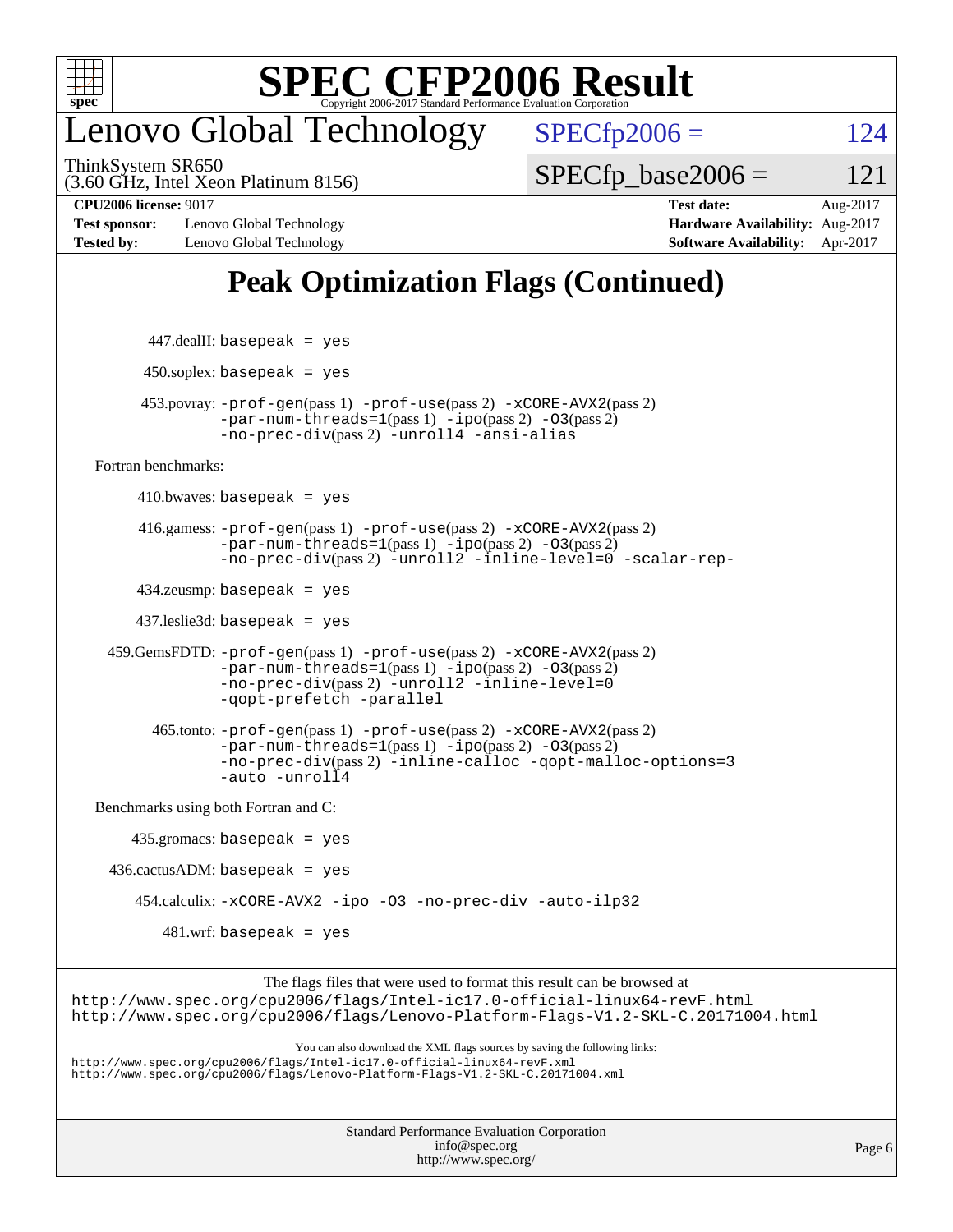# SPEC CFP2006 Result

Copyright 2006-2017 Standard Performance Evaluation Corporation

## Lenovo Global Technology

ThinkSystem SR650
(3.60 GHz, Intel Xeon Platinum 8156)

SPECfp2006 = 124

SPECfp_base2006 = 121

| | | | |
|---|---|---|---|
| **CPU2006 license:** 9017 | | **Test date:** | Aug-2017 |
| **Test sponsor:** | Lenovo Global Technology | **Hardware Availability:** | Aug-2017 |
| **Tested by:** | Lenovo Global Technology | **Software Availability:** | Apr-2017 |

## Peak Optimization Flags (Continued)

447.dealII: basepeak = yes

450.soplex: basepeak = yes

453.povray: -prof-gen(pass 1) -prof-use(pass 2) -xCORE-AVX2(pass 2) -par-num-threads=1(pass 1) -ipo(pass 2) -O3(pass 2) -no-prec-div(pass 2) -unroll4 -ansi-alias

Fortran benchmarks:

410.bwaves: basepeak = yes

416.gamess: -prof-gen(pass 1) -prof-use(pass 2) -xCORE-AVX2(pass 2) -par-num-threads=1(pass 1) -ipo(pass 2) -O3(pass 2) -no-prec-div(pass 2) -unroll2 -inline-level=0 -scalar-rep-

434.zeusmp: basepeak = yes

437.leslie3d: basepeak = yes

459.GemsFDTD: -prof-gen(pass 1) -prof-use(pass 2) -xCORE-AVX2(pass 2) -par-num-threads=1(pass 1) -ipo(pass 2) -O3(pass 2) -no-prec-div(pass 2) -unroll2 -inline-level=0 -qopt-prefetch -parallel

465.tonto: -prof-gen(pass 1) -prof-use(pass 2) -xCORE-AVX2(pass 2) -par-num-threads=1(pass 1) -ipo(pass 2) -O3(pass 2) -no-prec-div(pass 2) -inline-calloc -qopt-malloc-options=3 -auto -unroll4

Benchmarks using both Fortran and C:

435.gromacs: basepeak = yes

436.cactusADM: basepeak = yes

454.calculix: -xCORE-AVX2 -ipo -O3 -no-prec-div -auto-ilp32

481.wrf: basepeak = yes

The flags files that were used to format this result can be browsed at
http://www.spec.org/cpu2006/flags/Intel-ic17.0-official-linux64-revF.html
http://www.spec.org/cpu2006/flags/Lenovo-Platform-Flags-V1.2-SKL-C.20171004.html

You can also download the XML flags sources by saving the following links:
http://www.spec.org/cpu2006/flags/Intel-ic17.0-official-linux64-revF.xml
http://www.spec.org/cpu2006/flags/Lenovo-Platform-Flags-V1.2-SKL-C.20171004.xml

Standard Performance Evaluation Corporation
info@spec.org
http://www.spec.org/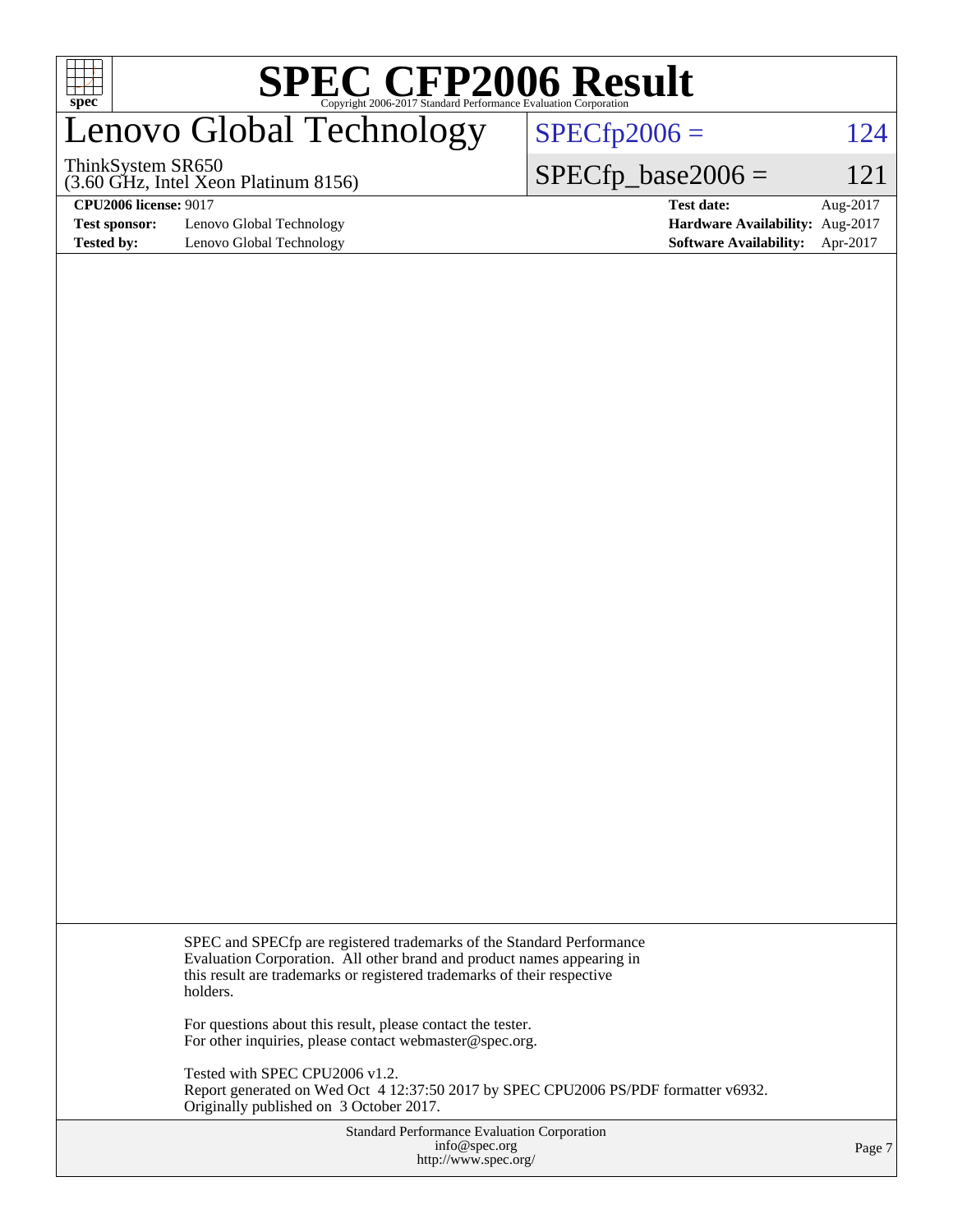SPEC and SPECfp are registered trademarks of the Standard Performance Evaluation Corporation. All other brand and product names appearing in this result are trademarks or registered trademarks of their respective holders.

For questions about this result, please contact the tester.
For other inquiries, please contact webmaster@spec.org.

Tested with SPEC CPU2006 v1.2.
Report generated on Wed Oct 4 12:37:50 2017 by SPEC CPU2006 PS/PDF formatter v6932.
Originally published on 3 October 2017.